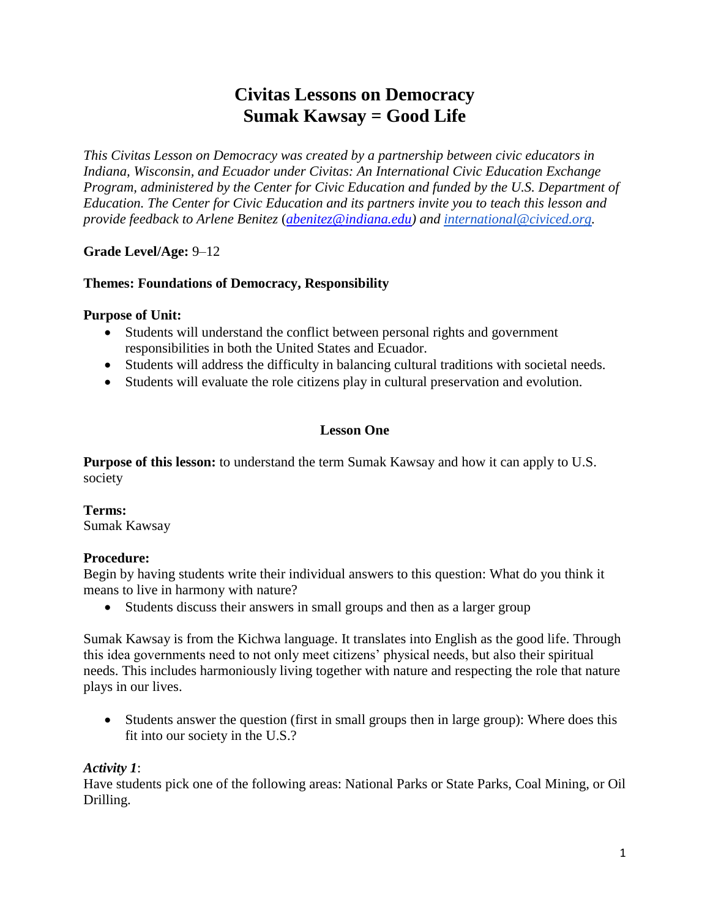# Civitas Lessons on Democracy
# Sumak Kawsay = Good Life

*This Civitas Lesson on Democracy was created by a partnership between civic educators in Indiana, Wisconsin, and Ecuador under Civitas: An International Civic Education Exchange Program, administered by the Center for Civic Education and funded by the U.S. Department of Education. The Center for Civic Education and its partners invite you to teach this lesson and provide feedback to Arlene Benitez (abenitez@indiana.edu) and international@civiced.org.*

**Grade Level/Age:** 9–12

**Themes: Foundations of Democracy, Responsibility**

**Purpose of Unit:**

- Students will understand the conflict between personal rights and government responsibilities in both the United States and Ecuador.
- Students will address the difficulty in balancing cultural traditions with societal needs.
- Students will evaluate the role citizens play in cultural preservation and evolution.

## Lesson One

**Purpose of this lesson:** to understand the term Sumak Kawsay and how it can apply to U.S. society

**Terms:**
Sumak Kawsay

**Procedure:**
Begin by having students write their individual answers to this question: What do you think it means to live in harmony with nature?

- Students discuss their answers in small groups and then as a larger group

Sumak Kawsay is from the Kichwa language. It translates into English as the good life. Through this idea governments need to not only meet citizens' physical needs, but also their spiritual needs. This includes harmoniously living together with nature and respecting the role that nature plays in our lives.

- Students answer the question (first in small groups then in large group): Where does this fit into our society in the U.S.?

***Activity 1***:
Have students pick one of the following areas: National Parks or State Parks, Coal Mining, or Oil Drilling.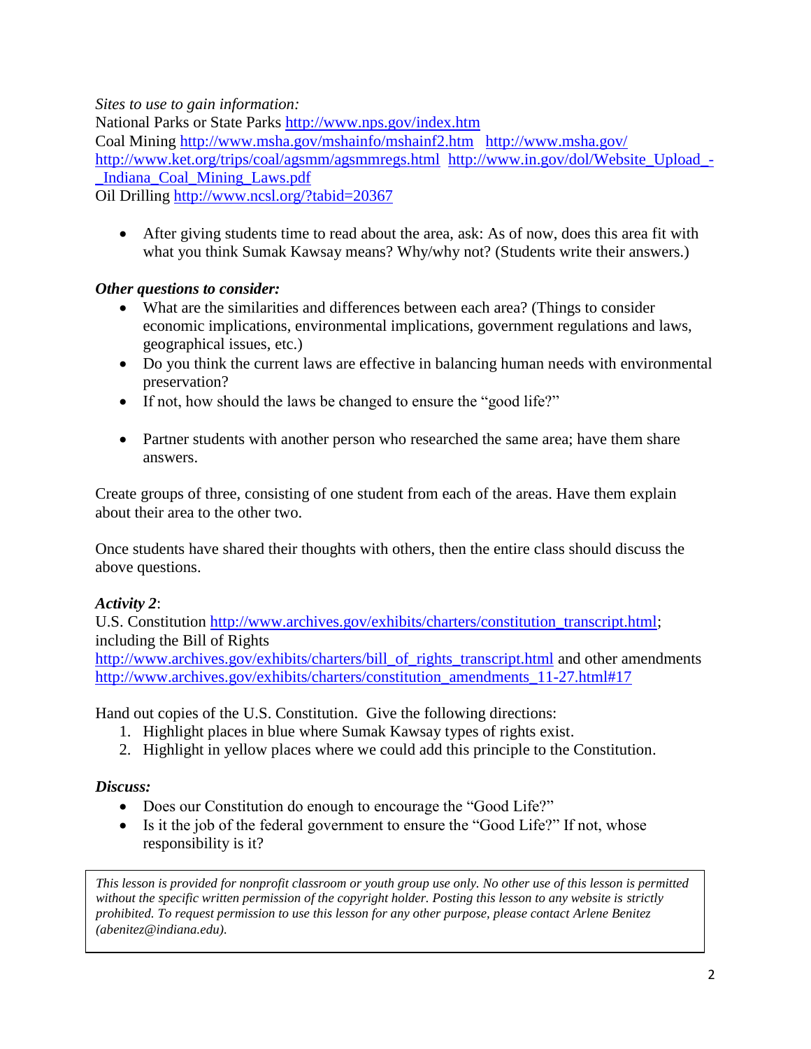*Sites to use to gain information:*
National Parks or State Parks http://www.nps.gov/index.htm
Coal Mining http://www.msha.gov/mshainfo/mshainf2.htm http://www.msha.gov/
http://www.ket.org/trips/coal/agsmm/agsmmregs.html http://www.in.gov/dol/Website_Upload_-_Indiana_Coal_Mining_Laws.pdf
Oil Drilling http://www.ncsl.org/?tabid=20367

- After giving students time to read about the area, ask: As of now, does this area fit with what you think Sumak Kawsay means? Why/why not? (Students write their answers.)

***Other questions to consider:***

- What are the similarities and differences between each area? (Things to consider economic implications, environmental implications, government regulations and laws, geographical issues, etc.)
- Do you think the current laws are effective in balancing human needs with environmental preservation?
- If not, how should the laws be changed to ensure the "good life?"

- Partner students with another person who researched the same area; have them share answers.

Create groups of three, consisting of one student from each of the areas. Have them explain about their area to the other two.

Once students have shared their thoughts with others, then the entire class should discuss the above questions.

***Activity 2***:
U.S. Constitution http://www.archives.gov/exhibits/charters/constitution_transcript.html; including the Bill of Rights
http://www.archives.gov/exhibits/charters/bill_of_rights_transcript.html and other amendments http://www.archives.gov/exhibits/charters/constitution_amendments_11-27.html#17

Hand out copies of the U.S. Constitution. Give the following directions:

1. Highlight places in blue where Sumak Kawsay types of rights exist.
2. Highlight in yellow places where we could add this principle to the Constitution.

***Discuss:***

- Does our Constitution do enough to encourage the "Good Life?"
- Is it the job of the federal government to ensure the "Good Life?" If not, whose responsibility is it?

*This lesson is provided for nonprofit classroom or youth group use only. No other use of this lesson is permitted without the specific written permission of the copyright holder. Posting this lesson to any website is strictly prohibited. To request permission to use this lesson for any other purpose, please contact Arlene Benitez (abenitez@indiana.edu).*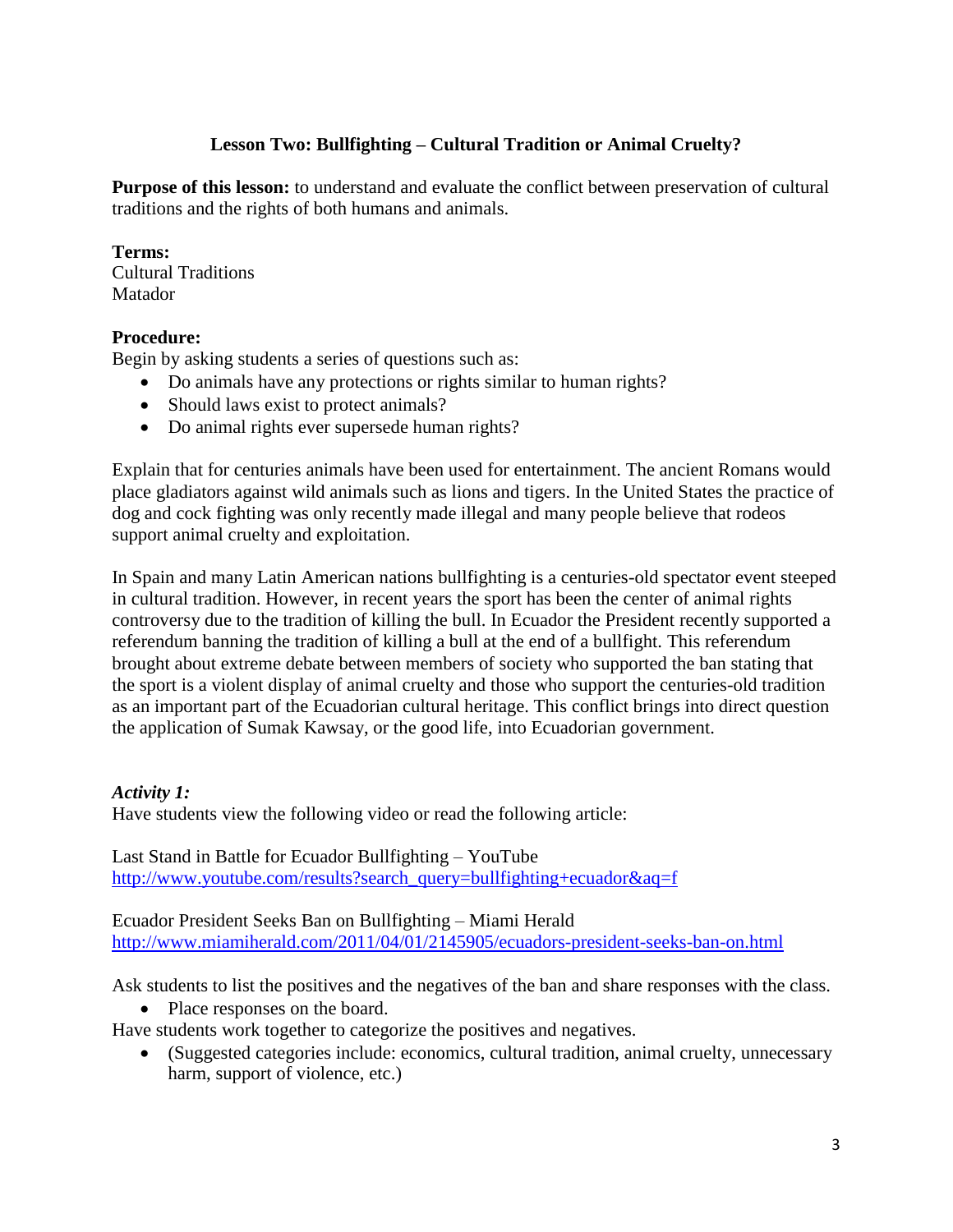## Lesson Two: Bullfighting – Cultural Tradition or Animal Cruelty?

**Purpose of this lesson:** to understand and evaluate the conflict between preservation of cultural traditions and the rights of both humans and animals.

**Terms:**
Cultural Traditions
Matador

**Procedure:**
Begin by asking students a series of questions such as:

- Do animals have any protections or rights similar to human rights?
- Should laws exist to protect animals?
- Do animal rights ever supersede human rights?

Explain that for centuries animals have been used for entertainment. The ancient Romans would place gladiators against wild animals such as lions and tigers. In the United States the practice of dog and cock fighting was only recently made illegal and many people believe that rodeos support animal cruelty and exploitation.

In Spain and many Latin American nations bullfighting is a centuries-old spectator event steeped in cultural tradition. However, in recent years the sport has been the center of animal rights controversy due to the tradition of killing the bull. In Ecuador the President recently supported a referendum banning the tradition of killing a bull at the end of a bullfight. This referendum brought about extreme debate between members of society who supported the ban stating that the sport is a violent display of animal cruelty and those who support the centuries-old tradition as an important part of the Ecuadorian cultural heritage. This conflict brings into direct question the application of Sumak Kawsay, or the good life, into Ecuadorian government.

### *Activity 1:*

Have students view the following video or read the following article:

Last Stand in Battle for Ecuador Bullfighting – YouTube
http://www.youtube.com/results?search_query=bullfighting+ecuador&aq=f

Ecuador President Seeks Ban on Bullfighting – Miami Herald
http://www.miamiherald.com/2011/04/01/2145905/ecuadors-president-seeks-ban-on.html

Ask students to list the positives and the negatives of the ban and share responses with the class.

- Place responses on the board.

Have students work together to categorize the positives and negatives.

- (Suggested categories include: economics, cultural tradition, animal cruelty, unnecessary harm, support of violence, etc.)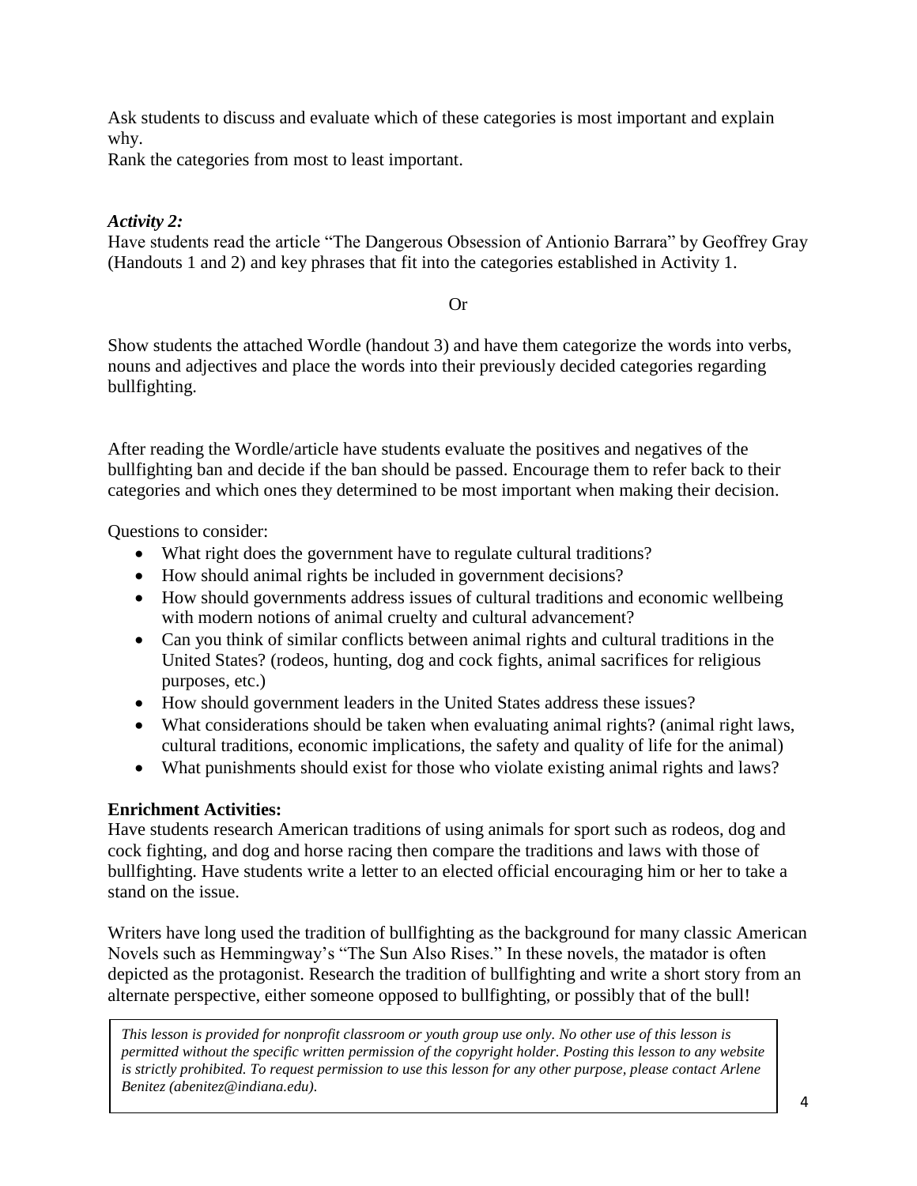Ask students to discuss and evaluate which of these categories is most important and explain why.
Rank the categories from most to least important.

***Activity 2:***
Have students read the article "The Dangerous Obsession of Antionio Barrara" by Geoffrey Gray (Handouts 1 and 2) and key phrases that fit into the categories established in Activity 1.

Or

Show students the attached Wordle (handout 3) and have them categorize the words into verbs, nouns and adjectives and place the words into their previously decided categories regarding bullfighting.

After reading the Wordle/article have students evaluate the positives and negatives of the bullfighting ban and decide if the ban should be passed. Encourage them to refer back to their categories and which ones they determined to be most important when making their decision.

Questions to consider:

- What right does the government have to regulate cultural traditions?
- How should animal rights be included in government decisions?
- How should governments address issues of cultural traditions and economic wellbeing with modern notions of animal cruelty and cultural advancement?
- Can you think of similar conflicts between animal rights and cultural traditions in the United States? (rodeos, hunting, dog and cock fights, animal sacrifices for religious purposes, etc.)
- How should government leaders in the United States address these issues?
- What considerations should be taken when evaluating animal rights? (animal right laws, cultural traditions, economic implications, the safety and quality of life for the animal)
- What punishments should exist for those who violate existing animal rights and laws?

**Enrichment Activities:**
Have students research American traditions of using animals for sport such as rodeos, dog and cock fighting, and dog and horse racing then compare the traditions and laws with those of bullfighting. Have students write a letter to an elected official encouraging him or her to take a stand on the issue.

Writers have long used the tradition of bullfighting as the background for many classic American Novels such as Hemmingway's "The Sun Also Rises." In these novels, the matador is often depicted as the protagonist. Research the tradition of bullfighting and write a short story from an alternate perspective, either someone opposed to bullfighting, or possibly that of the bull!

*This lesson is provided for nonprofit classroom or youth group use only. No other use of this lesson is permitted without the specific written permission of the copyright holder. Posting this lesson to any website is strictly prohibited. To request permission to use this lesson for any other purpose, please contact Arlene Benitez (abenitez@indiana.edu).*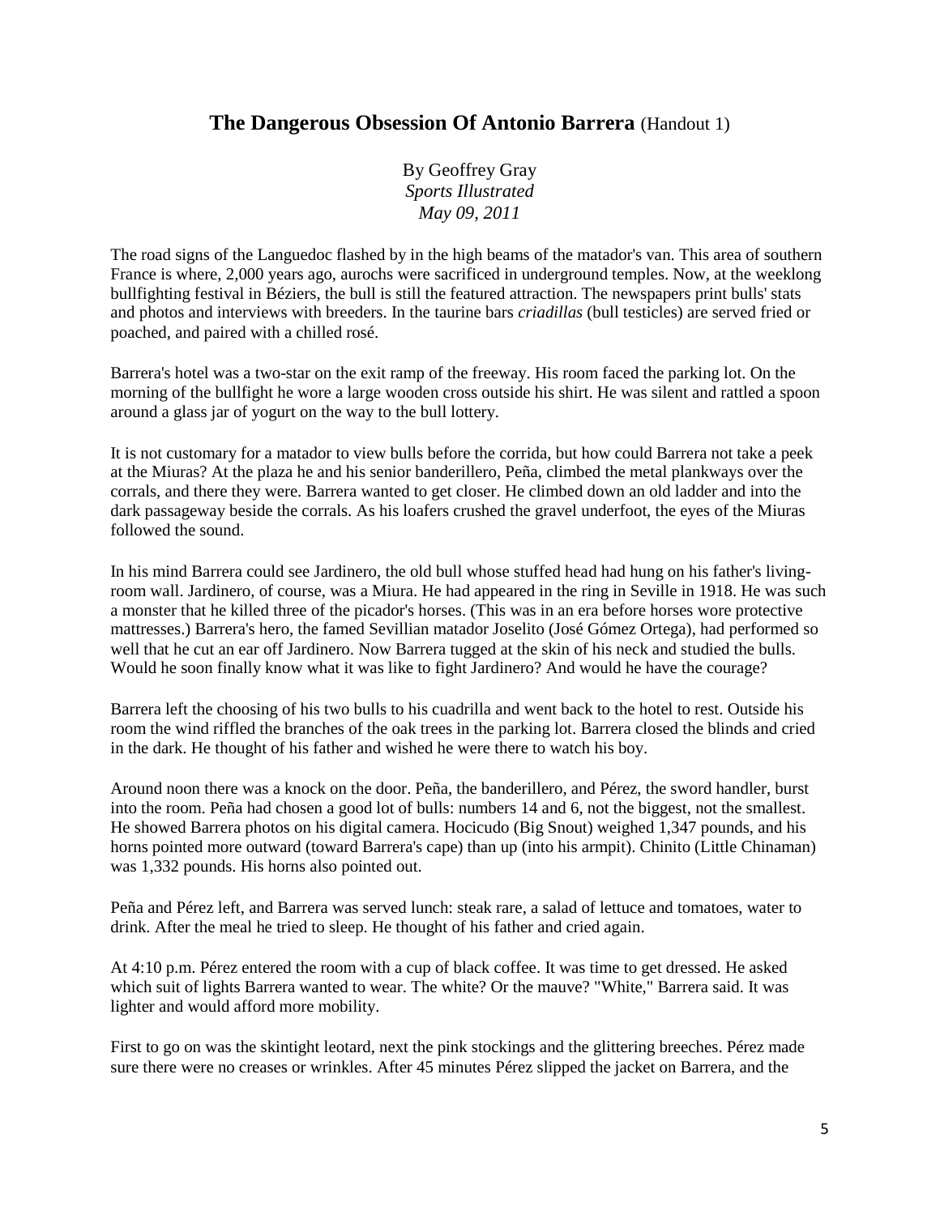## **The Dangerous Obsession Of Antonio Barrera** (Handout 1)

By Geoffrey Gray
*Sports Illustrated*
*May 09, 2011*

The road signs of the Languedoc flashed by in the high beams of the matador's van. This area of southern France is where, 2,000 years ago, aurochs were sacrificed in underground temples. Now, at the weeklong bullfighting festival in Béziers, the bull is still the featured attraction. The newspapers print bulls' stats and photos and interviews with breeders. In the taurine bars *criadillas* (bull testicles) are served fried or poached, and paired with a chilled rosé.

Barrera's hotel was a two-star on the exit ramp of the freeway. His room faced the parking lot. On the morning of the bullfight he wore a large wooden cross outside his shirt. He was silent and rattled a spoon around a glass jar of yogurt on the way to the bull lottery.

It is not customary for a matador to view bulls before the corrida, but how could Barrera not take a peek at the Miuras? At the plaza he and his senior banderillero, Peña, climbed the metal plankways over the corrals, and there they were. Barrera wanted to get closer. He climbed down an old ladder and into the dark passageway beside the corrals. As his loafers crushed the gravel underfoot, the eyes of the Miuras followed the sound.

In his mind Barrera could see Jardinero, the old bull whose stuffed head had hung on his father's living-room wall. Jardinero, of course, was a Miura. He had appeared in the ring in Seville in 1918. He was such a monster that he killed three of the picador's horses. (This was in an era before horses wore protective mattresses.) Barrera's hero, the famed Sevillian matador Joselito (José Gómez Ortega), had performed so well that he cut an ear off Jardinero. Now Barrera tugged at the skin of his neck and studied the bulls. Would he soon finally know what it was like to fight Jardinero? And would he have the courage?

Barrera left the choosing of his two bulls to his cuadrilla and went back to the hotel to rest. Outside his room the wind riffled the branches of the oak trees in the parking lot. Barrera closed the blinds and cried in the dark. He thought of his father and wished he were there to watch his boy.

Around noon there was a knock on the door. Peña, the banderillero, and Pérez, the sword handler, burst into the room. Peña had chosen a good lot of bulls: numbers 14 and 6, not the biggest, not the smallest. He showed Barrera photos on his digital camera. Hocicudo (Big Snout) weighed 1,347 pounds, and his horns pointed more outward (toward Barrera's cape) than up (into his armpit). Chinito (Little Chinaman) was 1,332 pounds. His horns also pointed out.

Peña and Pérez left, and Barrera was served lunch: steak rare, a salad of lettuce and tomatoes, water to drink. After the meal he tried to sleep. He thought of his father and cried again.

At 4:10 p.m. Pérez entered the room with a cup of black coffee. It was time to get dressed. He asked which suit of lights Barrera wanted to wear. The white? Or the mauve? "White," Barrera said. It was lighter and would afford more mobility.

First to go on was the skintight leotard, next the pink stockings and the glittering breeches. Pérez made sure there were no creases or wrinkles. After 45 minutes Pérez slipped the jacket on Barrera, and the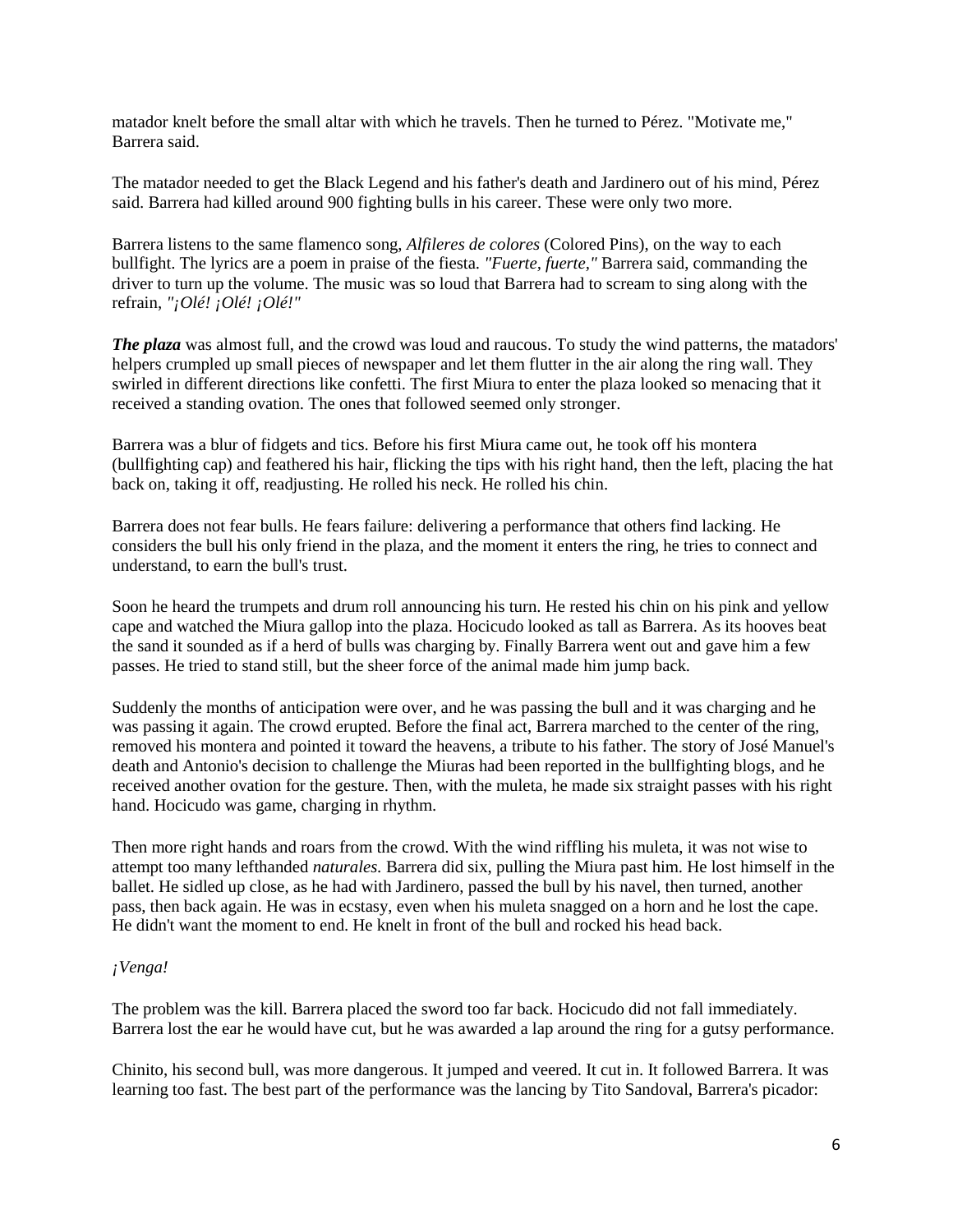matador knelt before the small altar with which he travels. Then he turned to Pérez. "Motivate me," Barrera said.

The matador needed to get the Black Legend and his father's death and Jardinero out of his mind, Pérez said. Barrera had killed around 900 fighting bulls in his career. These were only two more.

Barrera listens to the same flamenco song, *Alfileres de colores* (Colored Pins), on the way to each bullfight. The lyrics are a poem in praise of the fiesta. *"Fuerte, fuerte,"* Barrera said, commanding the driver to turn up the volume. The music was so loud that Barrera had to scream to sing along with the refrain, *"¡Olé! ¡Olé! ¡Olé!"*

***The plaza*** was almost full, and the crowd was loud and raucous. To study the wind patterns, the matadors' helpers crumpled up small pieces of newspaper and let them flutter in the air along the ring wall. They swirled in different directions like confetti. The first Miura to enter the plaza looked so menacing that it received a standing ovation. The ones that followed seemed only stronger.

Barrera was a blur of fidgets and tics. Before his first Miura came out, he took off his montera (bullfighting cap) and feathered his hair, flicking the tips with his right hand, then the left, placing the hat back on, taking it off, readjusting. He rolled his neck. He rolled his chin.

Barrera does not fear bulls. He fears failure: delivering a performance that others find lacking. He considers the bull his only friend in the plaza, and the moment it enters the ring, he tries to connect and understand, to earn the bull's trust.

Soon he heard the trumpets and drum roll announcing his turn. He rested his chin on his pink and yellow cape and watched the Miura gallop into the plaza. Hocicudo looked as tall as Barrera. As its hooves beat the sand it sounded as if a herd of bulls was charging by. Finally Barrera went out and gave him a few passes. He tried to stand still, but the sheer force of the animal made him jump back.

Suddenly the months of anticipation were over, and he was passing the bull and it was charging and he was passing it again. The crowd erupted. Before the final act, Barrera marched to the center of the ring, removed his montera and pointed it toward the heavens, a tribute to his father. The story of José Manuel's death and Antonio's decision to challenge the Miuras had been reported in the bullfighting blogs, and he received another ovation for the gesture. Then, with the muleta, he made six straight passes with his right hand. Hocicudo was game, charging in rhythm.

Then more right hands and roars from the crowd. With the wind riffling his muleta, it was not wise to attempt too many lefthanded *naturales.* Barrera did six, pulling the Miura past him. He lost himself in the ballet. He sidled up close, as he had with Jardinero, passed the bull by his navel, then turned, another pass, then back again. He was in ecstasy, even when his muleta snagged on a horn and he lost the cape. He didn't want the moment to end. He knelt in front of the bull and rocked his head back.

*¡Venga!*

The problem was the kill. Barrera placed the sword too far back. Hocicudo did not fall immediately. Barrera lost the ear he would have cut, but he was awarded a lap around the ring for a gutsy performance.

Chinito, his second bull, was more dangerous. It jumped and veered. It cut in. It followed Barrera. It was learning too fast. The best part of the performance was the lancing by Tito Sandoval, Barrera's picador: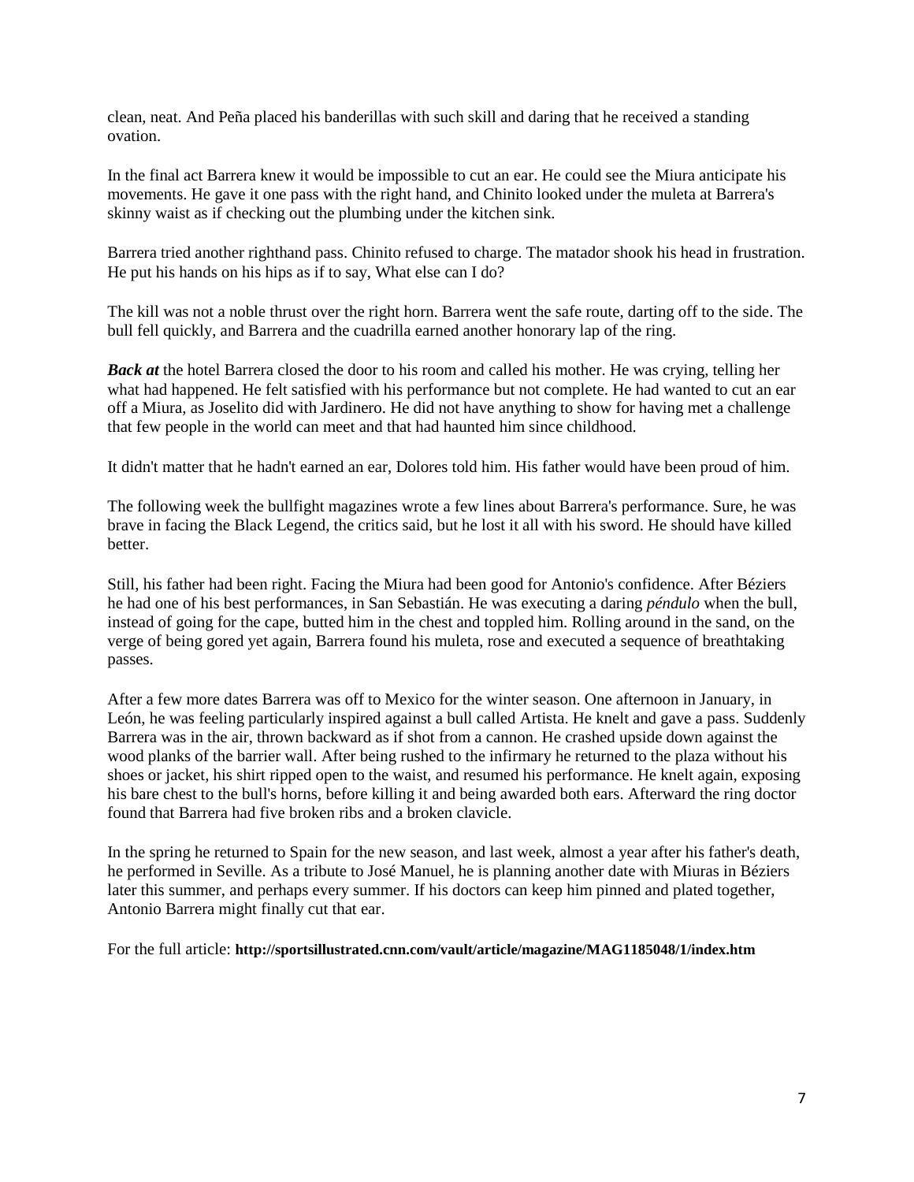clean, neat. And Peña placed his banderillas with such skill and daring that he received a standing ovation.

In the final act Barrera knew it would be impossible to cut an ear. He could see the Miura anticipate his movements. He gave it one pass with the right hand, and Chinito looked under the muleta at Barrera's skinny waist as if checking out the plumbing under the kitchen sink.

Barrera tried another righthand pass. Chinito refused to charge. The matador shook his head in frustration. He put his hands on his hips as if to say, What else can I do?

The kill was not a noble thrust over the right horn. Barrera went the safe route, darting off to the side. The bull fell quickly, and Barrera and the cuadrilla earned another honorary lap of the ring.

***Back at*** the hotel Barrera closed the door to his room and called his mother. He was crying, telling her what had happened. He felt satisfied with his performance but not complete. He had wanted to cut an ear off a Miura, as Joselito did with Jardinero. He did not have anything to show for having met a challenge that few people in the world can meet and that had haunted him since childhood.

It didn't matter that he hadn't earned an ear, Dolores told him. His father would have been proud of him.

The following week the bullfight magazines wrote a few lines about Barrera's performance. Sure, he was brave in facing the Black Legend, the critics said, but he lost it all with his sword. He should have killed better.

Still, his father had been right. Facing the Miura had been good for Antonio's confidence. After Béziers he had one of his best performances, in San Sebastián. He was executing a daring *péndulo* when the bull, instead of going for the cape, butted him in the chest and toppled him. Rolling around in the sand, on the verge of being gored yet again, Barrera found his muleta, rose and executed a sequence of breathtaking passes.

After a few more dates Barrera was off to Mexico for the winter season. One afternoon in January, in León, he was feeling particularly inspired against a bull called Artista. He knelt and gave a pass. Suddenly Barrera was in the air, thrown backward as if shot from a cannon. He crashed upside down against the wood planks of the barrier wall. After being rushed to the infirmary he returned to the plaza without his shoes or jacket, his shirt ripped open to the waist, and resumed his performance. He knelt again, exposing his bare chest to the bull's horns, before killing it and being awarded both ears. Afterward the ring doctor found that Barrera had five broken ribs and a broken clavicle.

In the spring he returned to Spain for the new season, and last week, almost a year after his father's death, he performed in Seville. As a tribute to José Manuel, he is planning another date with Miuras in Béziers later this summer, and perhaps every summer. If his doctors can keep him pinned and plated together, Antonio Barrera might finally cut that ear.

For the full article: **http://sportsillustrated.cnn.com/vault/article/magazine/MAG1185048/1/index.htm**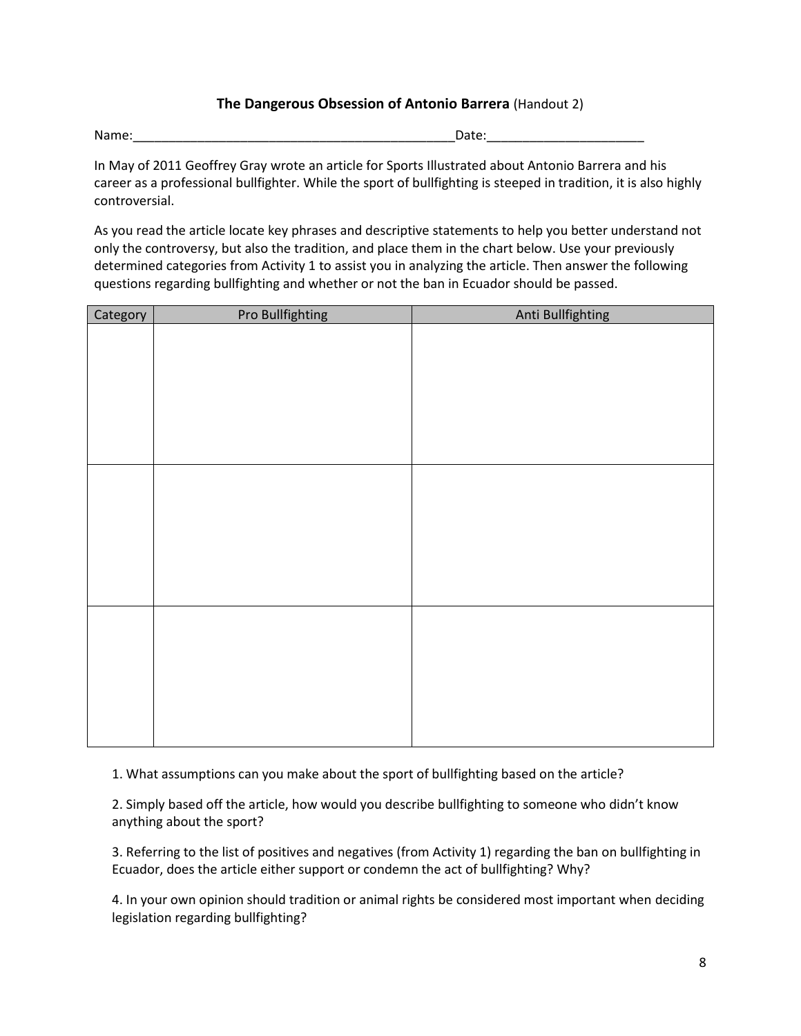**The Dangerous Obsession of Antonio Barrera** (Handout 2)

Name:_____________________________________________Date:_____________________

In May of 2011 Geoffrey Gray wrote an article for Sports Illustrated about Antonio Barrera and his career as a professional bullfighter. While the sport of bullfighting is steeped in tradition, it is also highly controversial.

As you read the article locate key phrases and descriptive statements to help you better understand not only the controversy, but also the tradition, and place them in the chart below. Use your previously determined categories from Activity 1 to assist you in analyzing the article. Then answer the following questions regarding bullfighting and whether or not the ban in Ecuador should be passed.

| Category | Pro Bullfighting | Anti Bullfighting |
|---|---|---|
| | | |
| | | |
| | | |

1. What assumptions can you make about the sport of bullfighting based on the article?

2. Simply based off the article, how would you describe bullfighting to someone who didn't know anything about the sport?

3. Referring to the list of positives and negatives (from Activity 1) regarding the ban on bullfighting in Ecuador, does the article either support or condemn the act of bullfighting? Why?

4. In your own opinion should tradition or animal rights be considered most important when deciding legislation regarding bullfighting?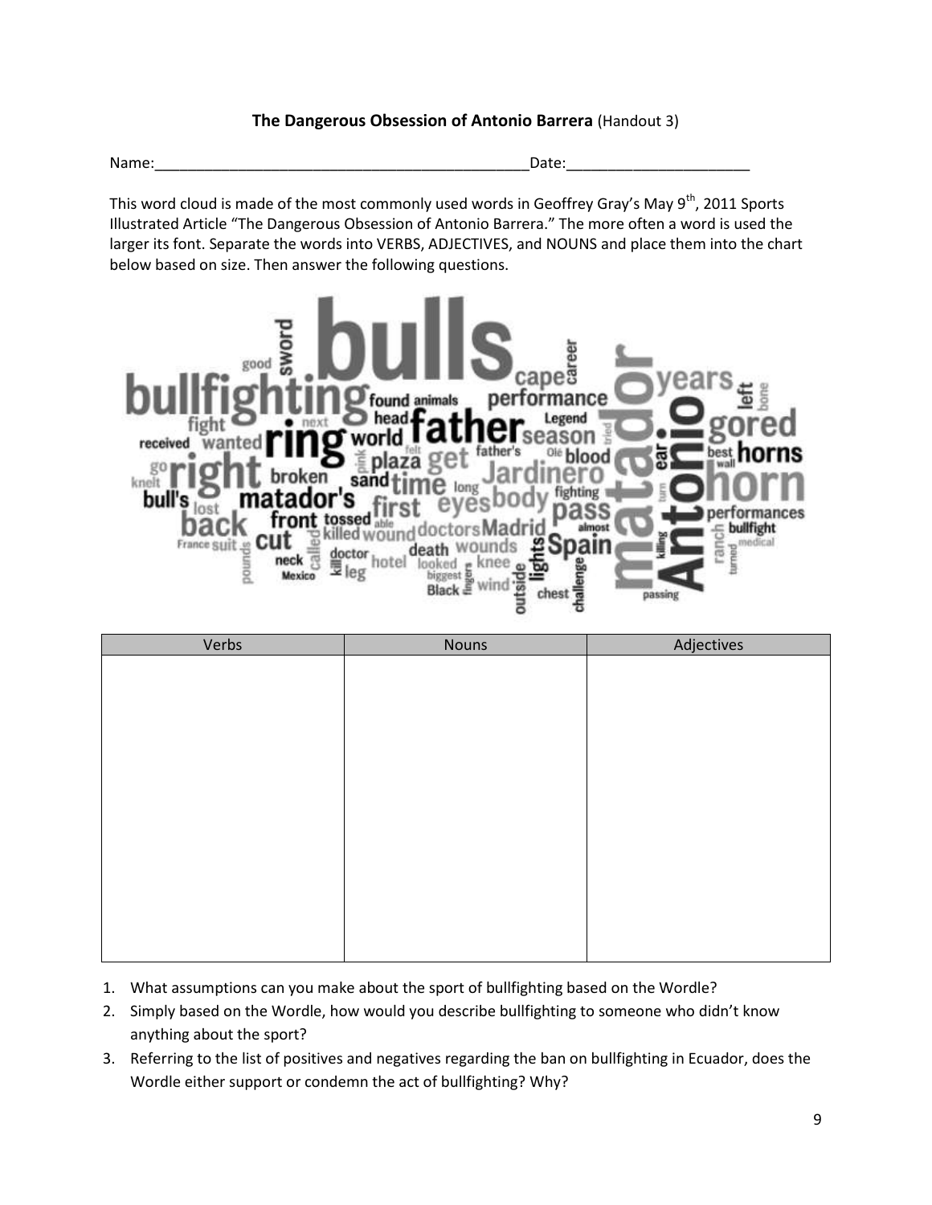**The Dangerous Obsession of Antonio Barrera** (Handout 3)

Name:_______________________________________________Date:______________________

This word cloud is made of the most commonly used words in Geoffrey Gray's May 9th, 2011 Sports Illustrated Article "The Dangerous Obsession of Antonio Barrera." The more often a word is used the larger its font. Separate the words into VERBS, ADJECTIVES, and NOUNS and place them into the chart below based on size. Then answer the following questions.

bulls bullfighting matador Antonio ring father right horn gored years horns back matador's cape career performance sword good found animals head world season Legend fight next received wanted plaza get father's Olé blood go knelt broken sand time long Jardinero best wall bull's lost first eyes body fighting pass ear turn front tossed able performances bullfight France suit cut killed wound doctors Madrid almost killing ranch medical called doctor hotel death wounds Spain pounds neck Mexico kill leg looked biggest knee lights turned Black fingers wind outside chest challenge passing felt pink tried bone left

| Verbs | Nouns | Adjectives |
| --- | --- | --- |
| | | |

1. What assumptions can you make about the sport of bullfighting based on the Wordle?
2. Simply based on the Wordle, how would you describe bullfighting to someone who didn't know anything about the sport?
3. Referring to the list of positives and negatives regarding the ban on bullfighting in Ecuador, does the Wordle either support or condemn the act of bullfighting? Why?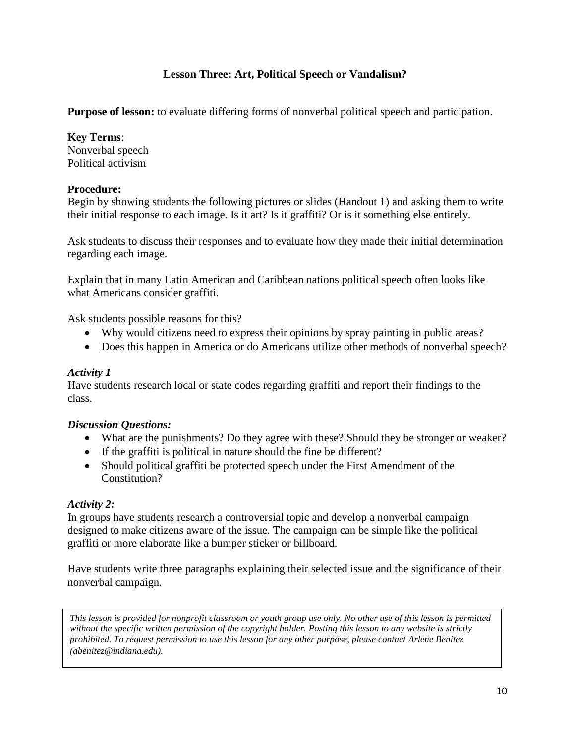## Lesson Three: Art, Political Speech or Vandalism?

**Purpose of lesson:** to evaluate differing forms of nonverbal political speech and participation.

**Key Terms**:
Nonverbal speech
Political activism

**Procedure:**
Begin by showing students the following pictures or slides (Handout 1) and asking them to write their initial response to each image. Is it art? Is it graffiti? Or is it something else entirely.

Ask students to discuss their responses and to evaluate how they made their initial determination regarding each image.

Explain that in many Latin American and Caribbean nations political speech often looks like what Americans consider graffiti.

Ask students possible reasons for this?

- Why would citizens need to express their opinions by spray painting in public areas?
- Does this happen in America or do Americans utilize other methods of nonverbal speech?

***Activity 1***
Have students research local or state codes regarding graffiti and report their findings to the class.

***Discussion Questions:***

- What are the punishments? Do they agree with these? Should they be stronger or weaker?
- If the graffiti is political in nature should the fine be different?
- Should political graffiti be protected speech under the First Amendment of the Constitution?

***Activity 2:***
In groups have students research a controversial topic and develop a nonverbal campaign designed to make citizens aware of the issue. The campaign can be simple like the political graffiti or more elaborate like a bumper sticker or billboard.

Have students write three paragraphs explaining their selected issue and the significance of their nonverbal campaign.

*This lesson is provided for nonprofit classroom or youth group use only. No other use of this lesson is permitted without the specific written permission of the copyright holder. Posting this lesson to any website is strictly prohibited. To request permission to use this lesson for any other purpose, please contact Arlene Benitez (abenitez@indiana.edu).*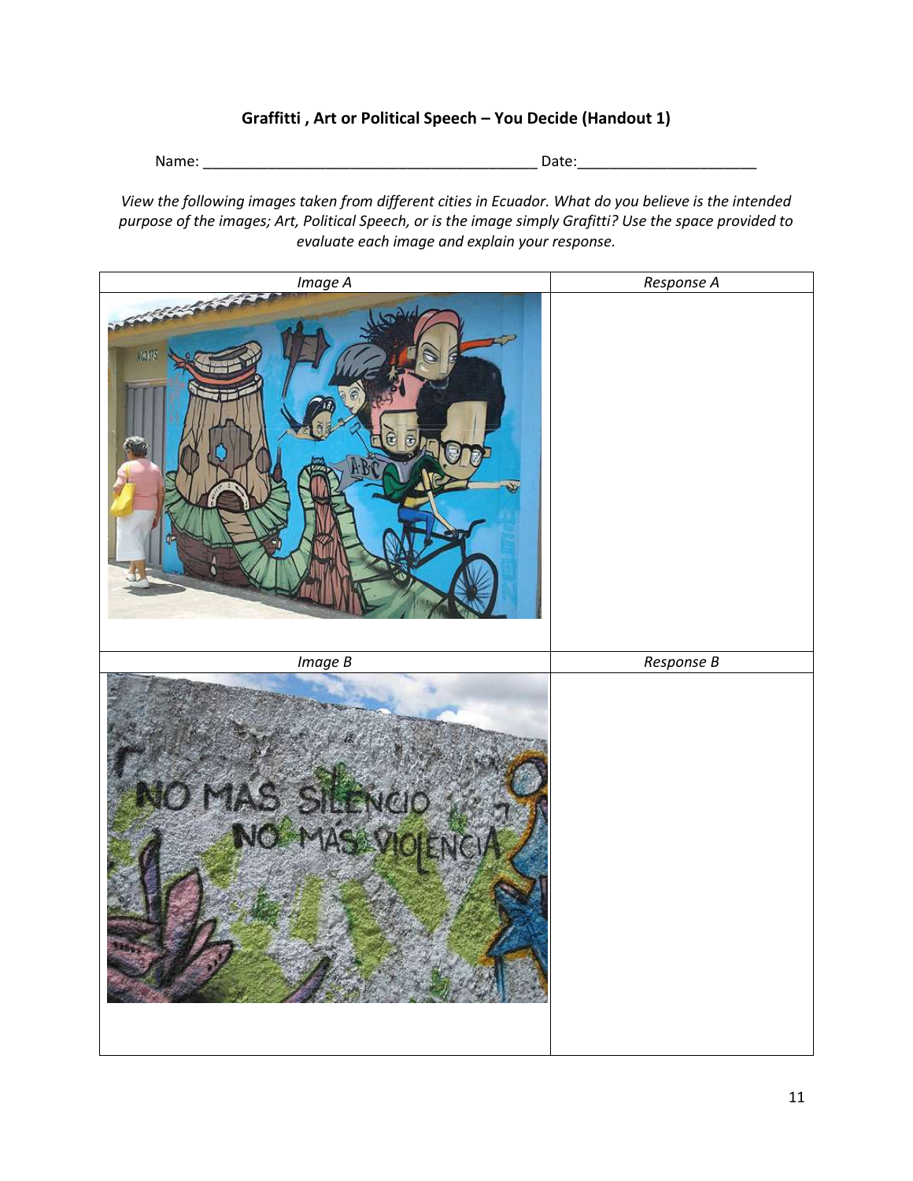**Graffitti , Art or Political Speech – You Decide (Handout 1)**

Name: _________________________________________ Date:_____________________

*View the following images taken from different cities in Ecuador. What do you believe is the intended purpose of the images; Art, Political Speech, or is the image simply Grafitti? Use the space provided to evaluate each image and explain your response.*

| *Image A* | *Response A* |
|---|---|
| | |
| *Image B* | *Response B* |
| | |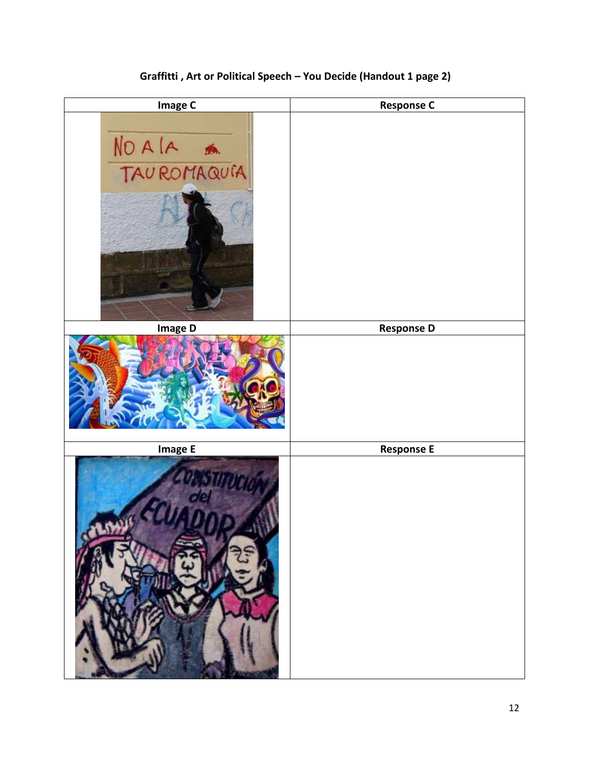## Graffitti , Art or Political Speech – You Decide (Handout 1 page 2)

| Image C | Response C |
|---|---|
| | |
| **Image D** | **Response D** |
| | |
| **Image E** | **Response E** |
| | |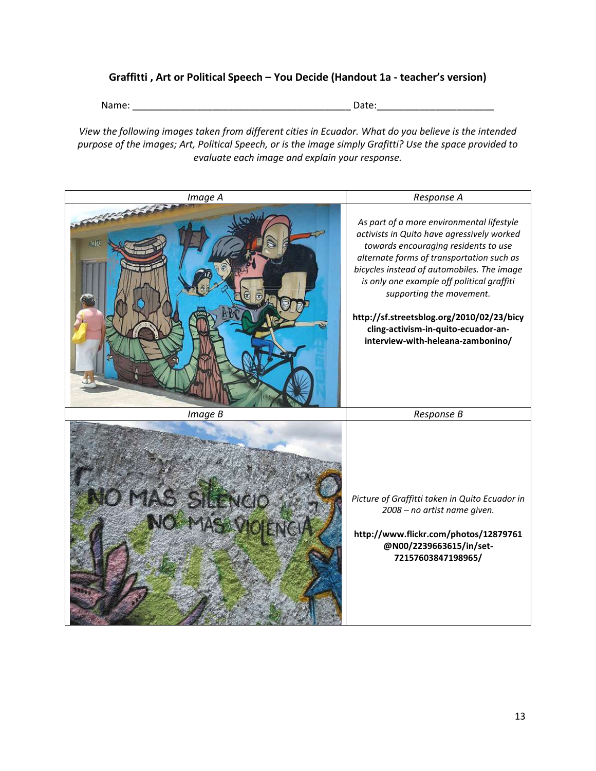**Graffitti , Art or Political Speech – You Decide (Handout 1a - teacher's version)**

Name: __________________________________________ Date:_____________________

*View the following images taken from different cities in Ecuador. What do you believe is the intended purpose of the images; Art, Political Speech, or is the image simply Grafitti? Use the space provided to evaluate each image and explain your response.*

| *Image A* | *Response A* |
|---|---|
| | *As part of a more environmental lifestyle activists in Quito have agressively worked towards encouraging residents to use alternate forms of transportation such as bicycles instead of automobiles. The image is only one example off political graffiti supporting the movement.* **http://sf.streetsblog.org/2010/02/23/bicycling-activism-in-quito-ecuador-an-interview-with-heleana-zambonino/** |
| *Image B* | *Response B* |
| | *Picture of Graffitti taken in Quito Ecuador in 2008 – no artist name given.* **http://www.flickr.com/photos/12879761@N00/2239663615/in/set-72157603847198965/** |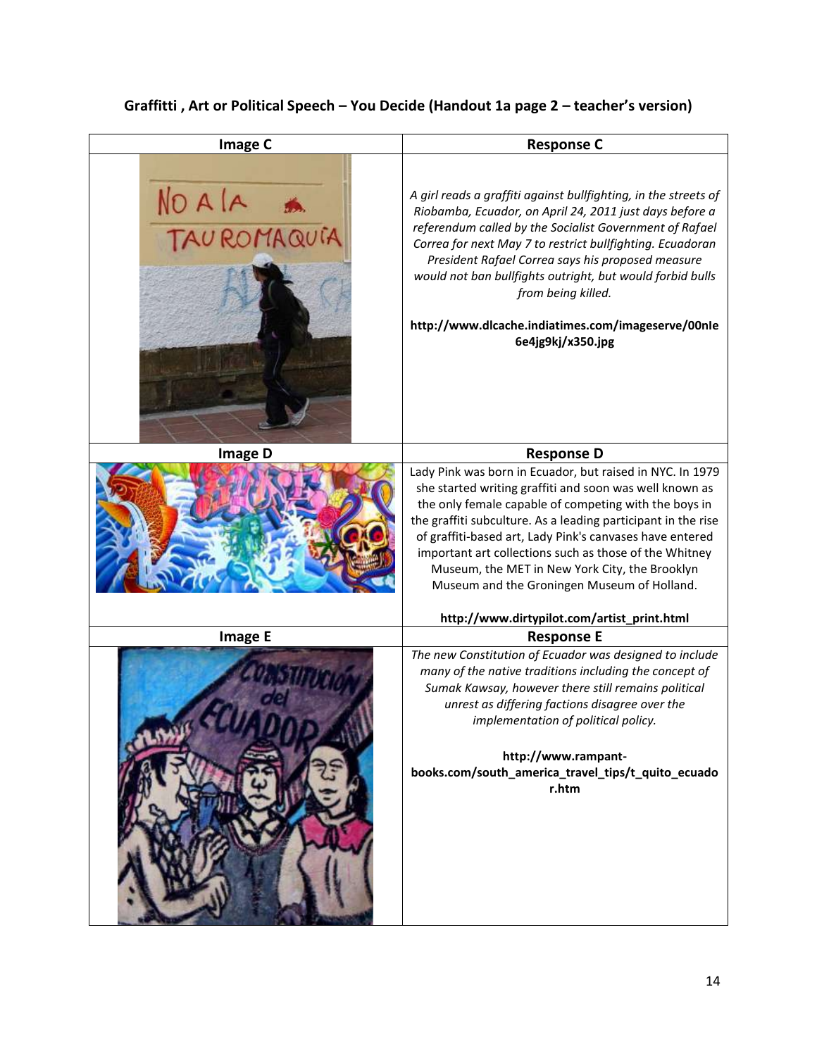**Graffitti , Art or Political Speech – You Decide (Handout 1a page 2 – teacher's version)**

| Image C | Response C |
| --- | --- |
| | *A girl reads a graffiti against bullfighting, in the streets of Riobamba, Ecuador, on April 24, 2011 just days before a referendum called by the Socialist Government of Rafael Correa for next May 7 to restrict bullfighting. Ecuadoran President Rafael Correa says his proposed measure would not ban bullfights outright, but would forbid bulls from being killed.*<br><br>**http://www.dlcache.indiatimes.com/imageserve/00nIe6e4jg9kj/x350.jpg** |
| **Image D** | **Response D** |
| | Lady Pink was born in Ecuador, but raised in NYC. In 1979 she started writing graffiti and soon was well known as the only female capable of competing with the boys in the graffiti subculture. As a leading participant in the rise of graffiti-based art, Lady Pink's canvases have entered important art collections such as those of the Whitney Museum, the MET in New York City, the Brooklyn Museum and the Groningen Museum of Holland.<br><br>**http://www.dirtypilot.com/artist_print.html** |
| **Image E** | **Response E** |
| | *The new Constitution of Ecuador was designed to include many of the native traditions including the concept of Sumak Kawsay, however there still remains political unrest as differing factions disagree over the implementation of political policy.*<br><br>**http://www.rampant-books.com/south_america_travel_tips/t_quito_ecuador.htm** |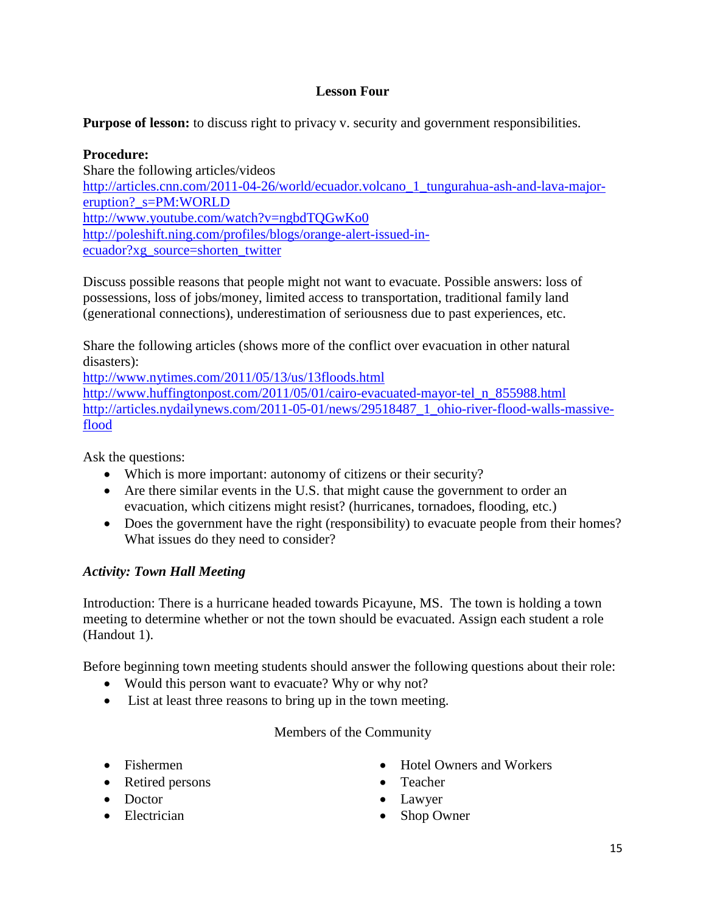# Lesson Four

**Purpose of lesson:** to discuss right to privacy v. security and government responsibilities.

**Procedure:**
Share the following articles/videos
http://articles.cnn.com/2011-04-26/world/ecuador.volcano_1_tungurahua-ash-and-lava-major-eruption?_s=PM:WORLD
http://www.youtube.com/watch?v=ngbdTQGwKo0
http://poleshift.ning.com/profiles/blogs/orange-alert-issued-in-ecuador?xg_source=shorten_twitter

Discuss possible reasons that people might not want to evacuate. Possible answers: loss of possessions, loss of jobs/money, limited access to transportation, traditional family land (generational connections), underestimation of seriousness due to past experiences, etc.

Share the following articles (shows more of the conflict over evacuation in other natural disasters):
http://www.nytimes.com/2011/05/13/us/13floods.html
http://www.huffingtonpost.com/2011/05/01/cairo-evacuated-mayor-tel_n_855988.html
http://articles.nydailynews.com/2011-05-01/news/29518487_1_ohio-river-flood-walls-massive-flood

Ask the questions:

- Which is more important: autonomy of citizens or their security?
- Are there similar events in the U.S. that might cause the government to order an evacuation, which citizens might resist? (hurricanes, tornadoes, flooding, etc.)
- Does the government have the right (responsibility) to evacuate people from their homes? What issues do they need to consider?

### *Activity: Town Hall Meeting*

Introduction: There is a hurricane headed towards Picayune, MS. The town is holding a town meeting to determine whether or not the town should be evacuated. Assign each student a role (Handout 1).

Before beginning town meeting students should answer the following questions about their role:

- Would this person want to evacuate? Why or why not?
- List at least three reasons to bring up in the town meeting.

Members of the Community

- Fishermen
- Retired persons
- Doctor
- Electrician
- Hotel Owners and Workers
- Teacher
- Lawyer
- Shop Owner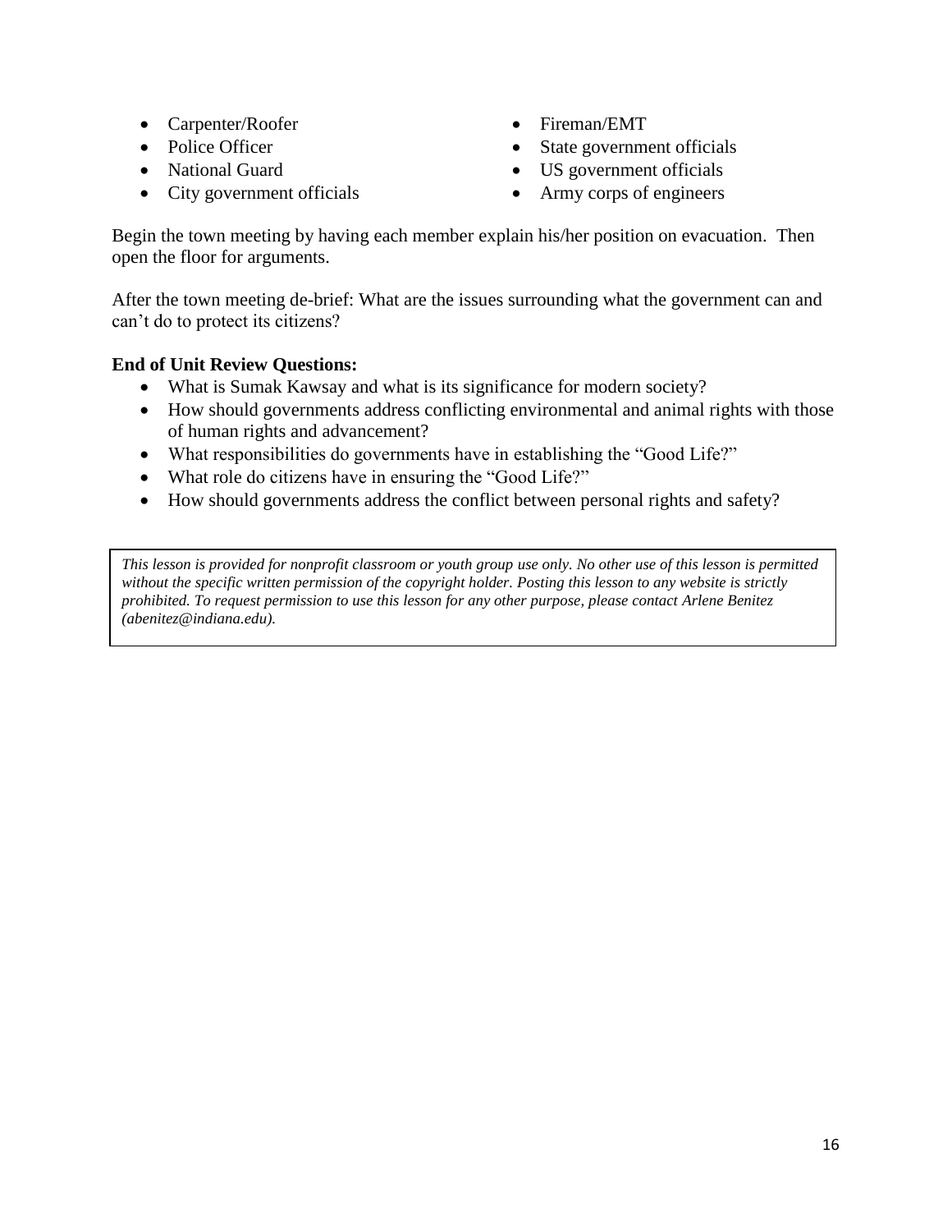- Carpenter/Roofer
- Police Officer
- National Guard
- City government officials
- Fireman/EMT
- State government officials
- US government officials
- Army corps of engineers

Begin the town meeting by having each member explain his/her position on evacuation. Then open the floor for arguments.

After the town meeting de-brief: What are the issues surrounding what the government can and can't do to protect its citizens?

**End of Unit Review Questions:**

- What is Sumak Kawsay and what is its significance for modern society?
- How should governments address conflicting environmental and animal rights with those of human rights and advancement?
- What responsibilities do governments have in establishing the "Good Life?"
- What role do citizens have in ensuring the "Good Life?"
- How should governments address the conflict between personal rights and safety?

*This lesson is provided for nonprofit classroom or youth group use only. No other use of this lesson is permitted without the specific written permission of the copyright holder. Posting this lesson to any website is strictly prohibited. To request permission to use this lesson for any other purpose, please contact Arlene Benitez (abenitez@indiana.edu).*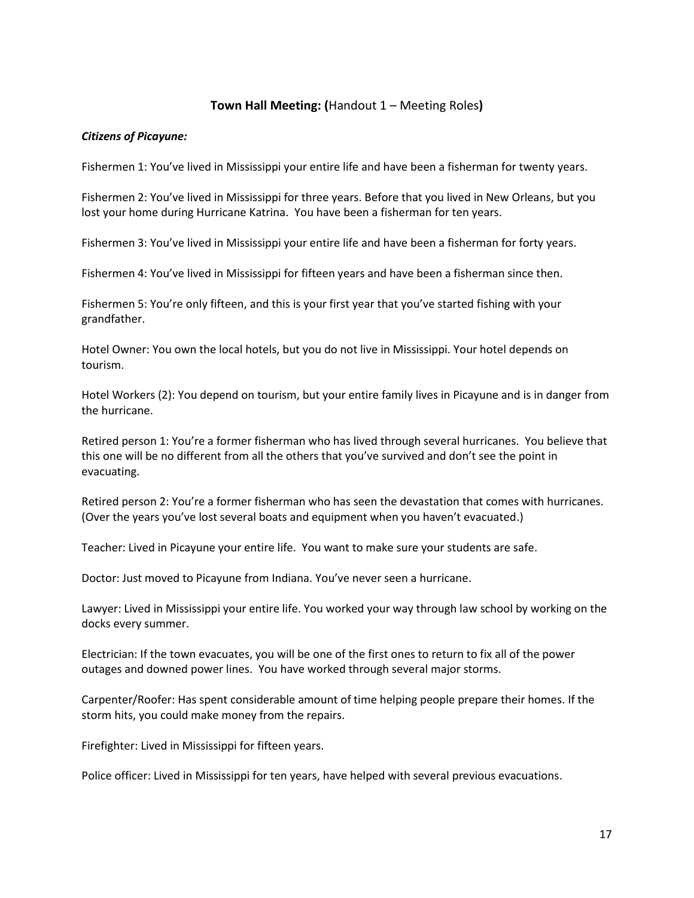## **Town Hall Meeting: (**Handout 1 – Meeting Roles**)**

***Citizens of Picayune:***

Fishermen 1: You've lived in Mississippi your entire life and have been a fisherman for twenty years.

Fishermen 2: You've lived in Mississippi for three years. Before that you lived in New Orleans, but you lost your home during Hurricane Katrina. You have been a fisherman for ten years.

Fishermen 3: You've lived in Mississippi your entire life and have been a fisherman for forty years.

Fishermen 4: You've lived in Mississippi for fifteen years and have been a fisherman since then.

Fishermen 5: You're only fifteen, and this is your first year that you've started fishing with your grandfather.

Hotel Owner: You own the local hotels, but you do not live in Mississippi. Your hotel depends on tourism.

Hotel Workers (2): You depend on tourism, but your entire family lives in Picayune and is in danger from the hurricane.

Retired person 1: You're a former fisherman who has lived through several hurricanes. You believe that this one will be no different from all the others that you've survived and don't see the point in evacuating.

Retired person 2: You're a former fisherman who has seen the devastation that comes with hurricanes. (Over the years you've lost several boats and equipment when you haven't evacuated.)

Teacher: Lived in Picayune your entire life. You want to make sure your students are safe.

Doctor: Just moved to Picayune from Indiana. You've never seen a hurricane.

Lawyer: Lived in Mississippi your entire life. You worked your way through law school by working on the docks every summer.

Electrician: If the town evacuates, you will be one of the first ones to return to fix all of the power outages and downed power lines. You have worked through several major storms.

Carpenter/Roofer: Has spent considerable amount of time helping people prepare their homes. If the storm hits, you could make money from the repairs.

Firefighter: Lived in Mississippi for fifteen years.

Police officer: Lived in Mississippi for ten years, have helped with several previous evacuations.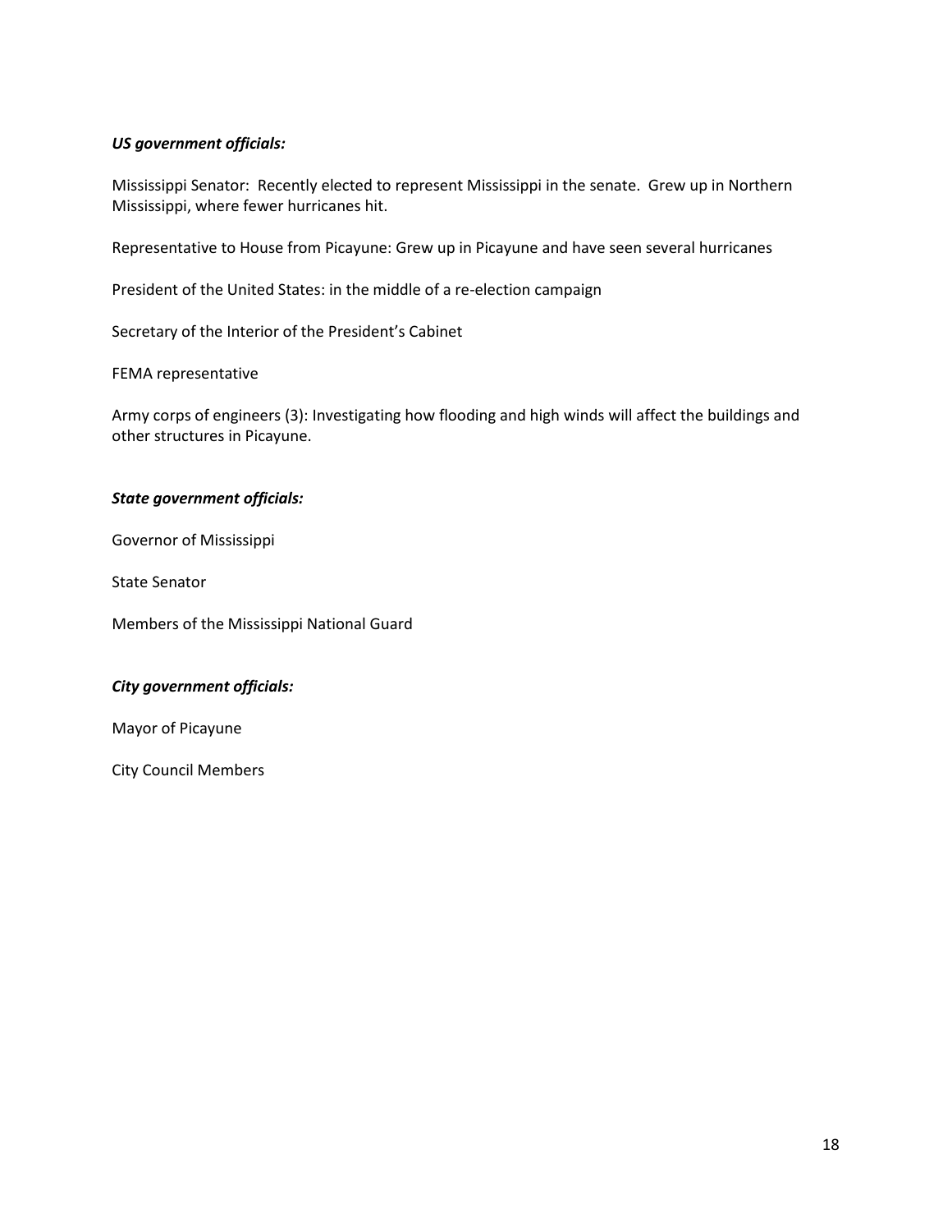***US government officials:***

Mississippi Senator: Recently elected to represent Mississippi in the senate. Grew up in Northern Mississippi, where fewer hurricanes hit.

Representative to House from Picayune: Grew up in Picayune and have seen several hurricanes

President of the United States: in the middle of a re-election campaign

Secretary of the Interior of the President's Cabinet

FEMA representative

Army corps of engineers (3): Investigating how flooding and high winds will affect the buildings and other structures in Picayune.

***State government officials:***

Governor of Mississippi

State Senator

Members of the Mississippi National Guard

***City government officials:***

Mayor of Picayune

City Council Members